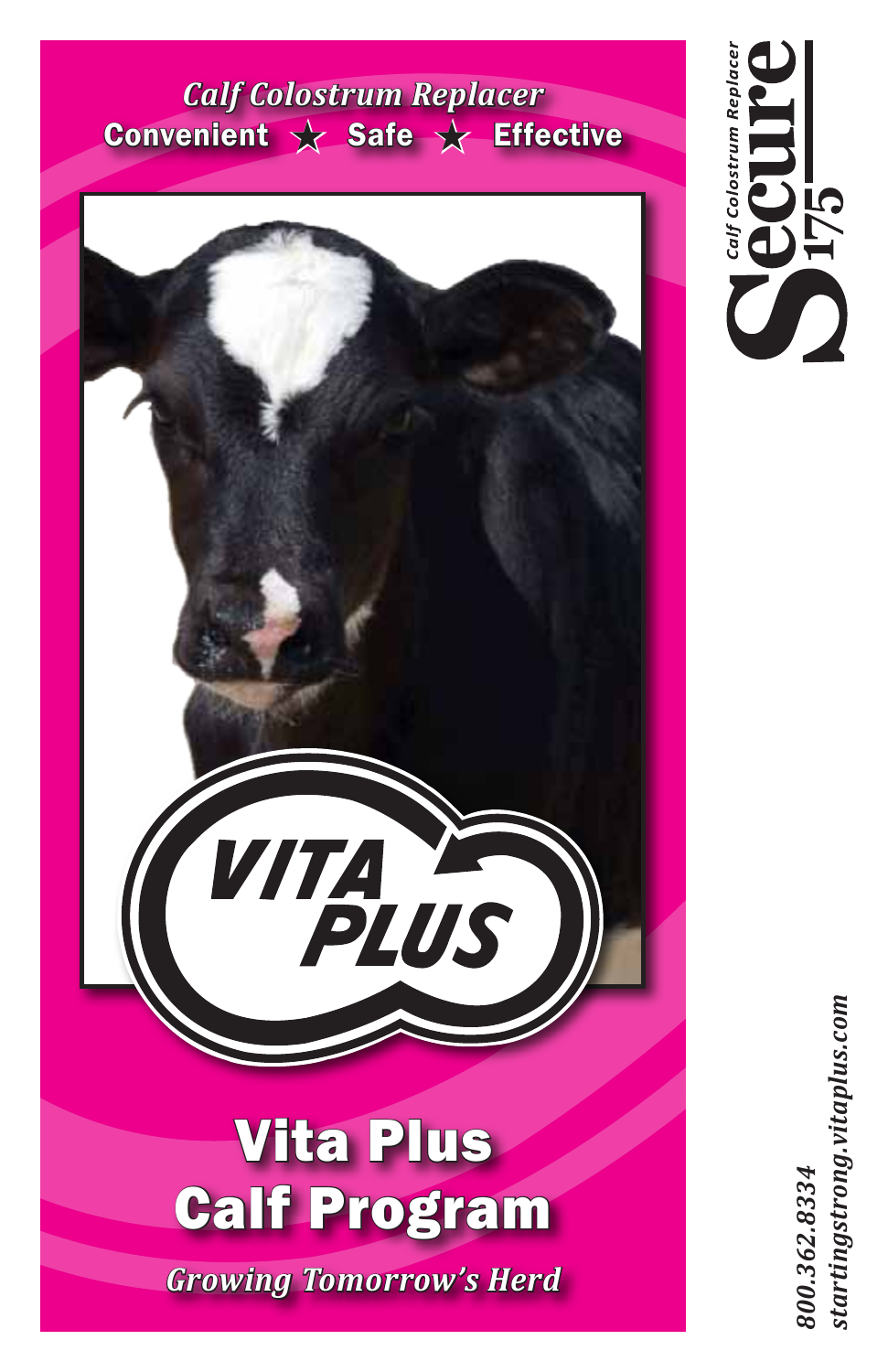*Calf Colostrum Replacer*

**Convenient ★ Safe ★ Effective**

VITA PLUS

# Vita Plus Calf Program

*Growing Tomorrow's Herd*

Secure 175

*Calf Colostrum Replacer*

*800.362.8334*

*startingstrong.vitaplus.com*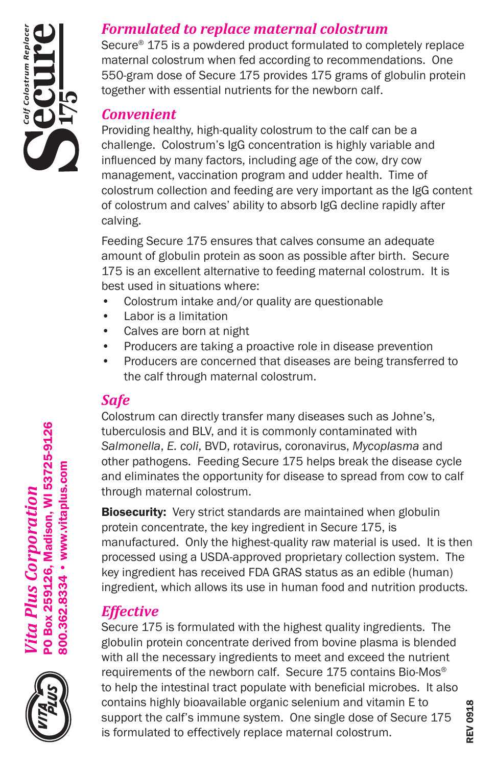Calf Colostrum Replacer

Secure 175

## *Formulated to replace maternal colostrum*

Secure® 175 is a powdered product formulated to completely replace maternal colostrum when fed according to recommendations. One 550-gram dose of Secure 175 provides 175 grams of globulin protein together with essential nutrients for the newborn calf.

## *Convenient*

Providing healthy, high-quality colostrum to the calf can be a challenge. Colostrum's IgG concentration is highly variable and influenced by many factors, including age of the cow, dry cow management, vaccination program and udder health. Time of colostrum collection and feeding are very important as the IgG content of colostrum and calves' ability to absorb IgG decline rapidly after calving.

Feeding Secure 175 ensures that calves consume an adequate amount of globulin protein as soon as possible after birth. Secure 175 is an excellent alternative to feeding maternal colostrum. It is best used in situations where:

- Colostrum intake and/or quality are questionable
- Labor is a limitation
- Calves are born at night
- Producers are taking a proactive role in disease prevention
- Producers are concerned that diseases are being transferred to the calf through maternal colostrum.

## *Safe*

Colostrum can directly transfer many diseases such as Johne's, tuberculosis and BLV, and it is commonly contaminated with *Salmonella*, *E. coli*, BVD, rotavirus, coronavirus, *Mycoplasma* and other pathogens. Feeding Secure 175 helps break the disease cycle and eliminates the opportunity for disease to spread from cow to calf through maternal colostrum.

**Biosecurity:** Very strict standards are maintained when globulin protein concentrate, the key ingredient in Secure 175, is manufactured. Only the highest-quality raw material is used. It is then processed using a USDA-approved proprietary collection system. The key ingredient has received FDA GRAS status as an edible (human) ingredient, which allows its use in human food and nutrition products.

## *Effective*

Secure 175 is formulated with the highest quality ingredients. The globulin protein concentrate derived from bovine plasma is blended with all the necessary ingredients to meet and exceed the nutrient requirements of the newborn calf. Secure 175 contains Bio-Mos® to help the intestinal tract populate with beneficial microbes. It also contains highly bioavailable organic selenium and vitamin E to support the calf's immune system. One single dose of Secure 175 is formulated to effectively replace maternal colostrum.

*Vita Plus Corporation*
PO Box 259126, Madison, WI 53725-9126
800.362.8334 • www.vitaplus.com

REV 0918